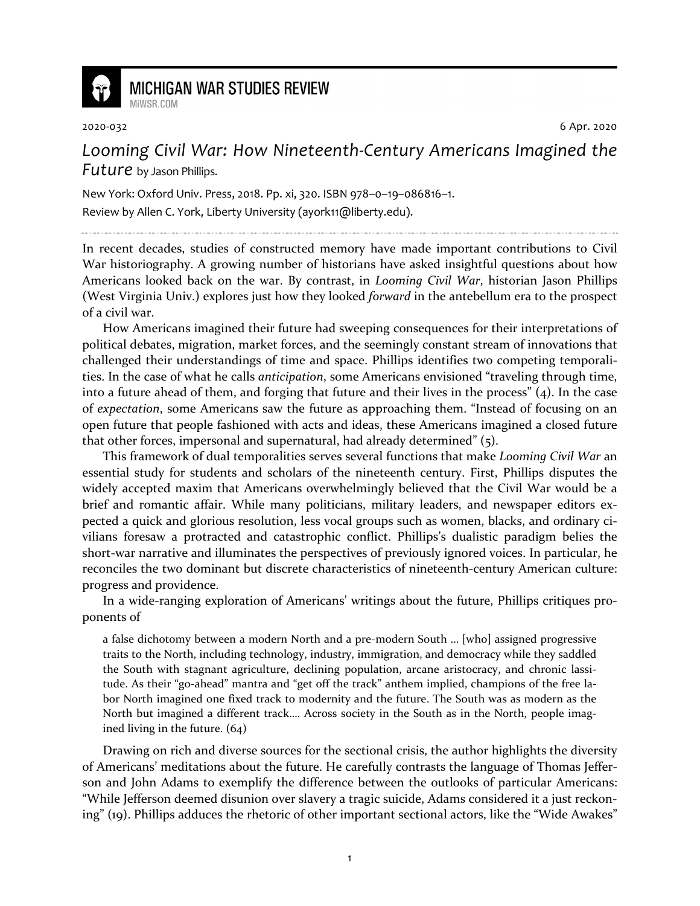# MICHIGAN WAR STUDIES REVIEW

MiWSR.COM

2020-032 6 Apr. 2020

## *Looming Civil War: How Nineteenth-Century Americans Imagined the Future* by Jason Phillips.

New York: Oxford Univ. Press, 2018. Pp. xi, 320. ISBN 978–0–19–086816–1.

Review by Allen C. York, Liberty University (ayork11@liberty.edu).

---

In recent decades, studies of constructed memory have made important contributions to Civil War historiography. A growing number of historians have asked insightful questions about how Americans looked back on the war. By contrast, in *Looming Civil War*, historian Jason Phillips (West Virginia Univ.) explores just how they looked *forward* in the antebellum era to the prospect of a civil war.

How Americans imagined their future had sweeping consequences for their interpretations of political debates, migration, market forces, and the seemingly constant stream of innovations that challenged their understandings of time and space. Phillips identifies two competing temporalities. In the case of what he calls *anticipation*, some Americans envisioned "traveling through time, into a future ahead of them, and forging that future and their lives in the process" (4). In the case of *expectation*, some Americans saw the future as approaching them. "Instead of focusing on an open future that people fashioned with acts and ideas, these Americans imagined a closed future that other forces, impersonal and supernatural, had already determined" (5).

This framework of dual temporalities serves several functions that make *Looming Civil War* an essential study for students and scholars of the nineteenth century. First, Phillips disputes the widely accepted maxim that Americans overwhelmingly believed that the Civil War would be a brief and romantic affair. While many politicians, military leaders, and newspaper editors expected a quick and glorious resolution, less vocal groups such as women, blacks, and ordinary civilians foresaw a protracted and catastrophic conflict. Phillips's dualistic paradigm belies the short-war narrative and illuminates the perspectives of previously ignored voices. In particular, he reconciles the two dominant but discrete characteristics of nineteenth-century American culture: progress and providence.

In a wide-ranging exploration of Americans' writings about the future, Phillips critiques proponents of

> a false dichotomy between a modern North and a pre-modern South … [who] assigned progressive traits to the North, including technology, industry, immigration, and democracy while they saddled the South with stagnant agriculture, declining population, arcane aristocracy, and chronic lassitude. As their "go-ahead" mantra and "get off the track" anthem implied, champions of the free labor North imagined one fixed track to modernity and the future. The South was as modern as the North but imagined a different track…. Across society in the South as in the North, people imagined living in the future. (64)

Drawing on rich and diverse sources for the sectional crisis, the author highlights the diversity of Americans' meditations about the future. He carefully contrasts the language of Thomas Jefferson and John Adams to exemplify the difference between the outlooks of particular Americans: "While Jefferson deemed disunion over slavery a tragic suicide, Adams considered it a just reckoning" (19). Phillips adduces the rhetoric of other important sectional actors, like the "Wide Awakes"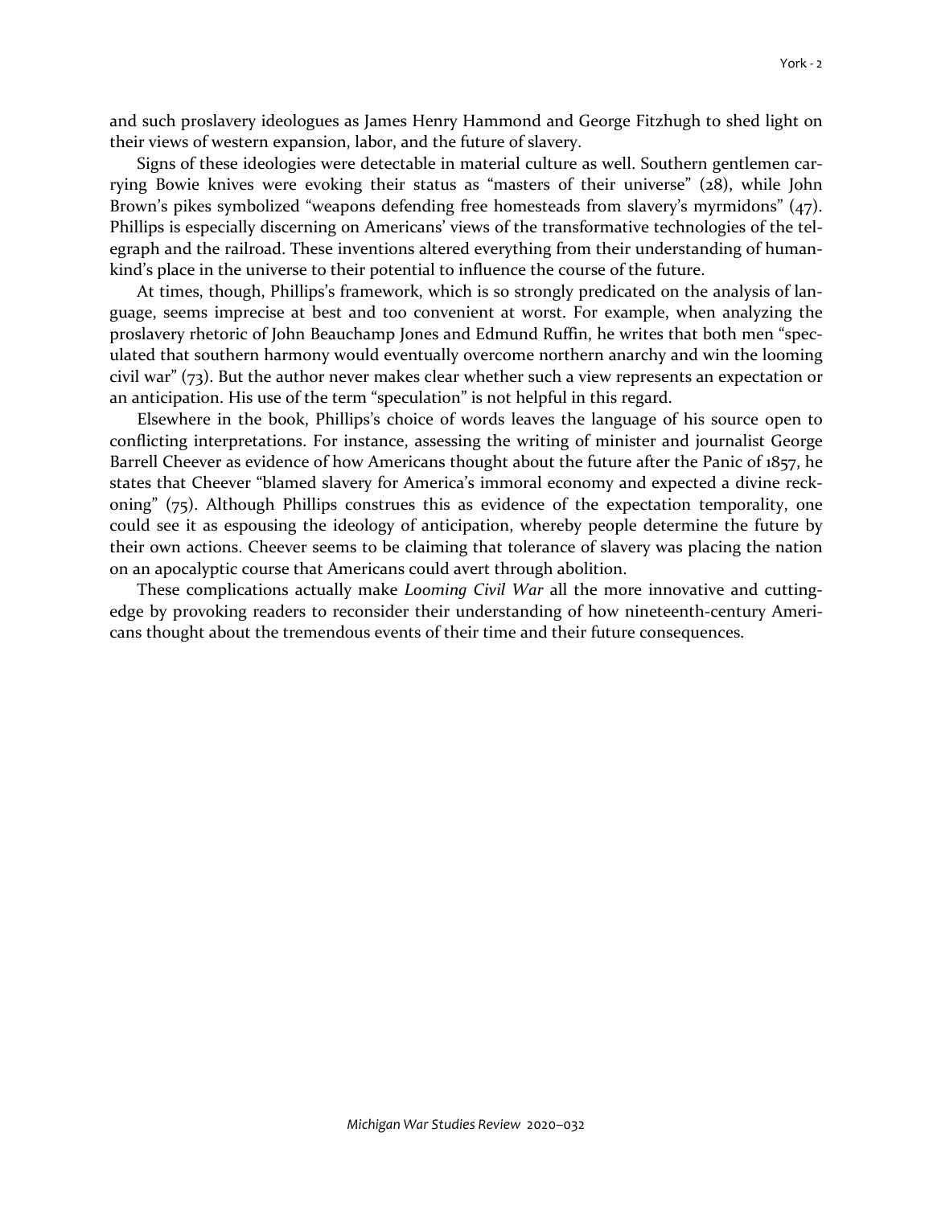and such proslavery ideologues as James Henry Hammond and George Fitzhugh to shed light on their views of western expansion, labor, and the future of slavery.

Signs of these ideologies were detectable in material culture as well. Southern gentlemen carrying Bowie knives were evoking their status as "masters of their universe" (28), while John Brown's pikes symbolized "weapons defending free homesteads from slavery's myrmidons" (47). Phillips is especially discerning on Americans' views of the transformative technologies of the telegraph and the railroad. These inventions altered everything from their understanding of humankind's place in the universe to their potential to influence the course of the future.

At times, though, Phillips's framework, which is so strongly predicated on the analysis of language, seems imprecise at best and too convenient at worst. For example, when analyzing the proslavery rhetoric of John Beauchamp Jones and Edmund Ruffin, he writes that both men "speculated that southern harmony would eventually overcome northern anarchy and win the looming civil war" (73). But the author never makes clear whether such a view represents an expectation or an anticipation. His use of the term "speculation" is not helpful in this regard.

Elsewhere in the book, Phillips's choice of words leaves the language of his source open to conflicting interpretations. For instance, assessing the writing of minister and journalist George Barrell Cheever as evidence of how Americans thought about the future after the Panic of 1857, he states that Cheever "blamed slavery for America's immoral economy and expected a divine reckoning" (75). Although Phillips construes this as evidence of the expectation temporality, one could see it as espousing the ideology of anticipation, whereby people determine the future by their own actions. Cheever seems to be claiming that tolerance of slavery was placing the nation on an apocalyptic course that Americans could avert through abolition.

These complications actually make *Looming Civil War* all the more innovative and cutting-edge by provoking readers to reconsider their understanding of how nineteenth-century Americans thought about the tremendous events of their time and their future consequences.